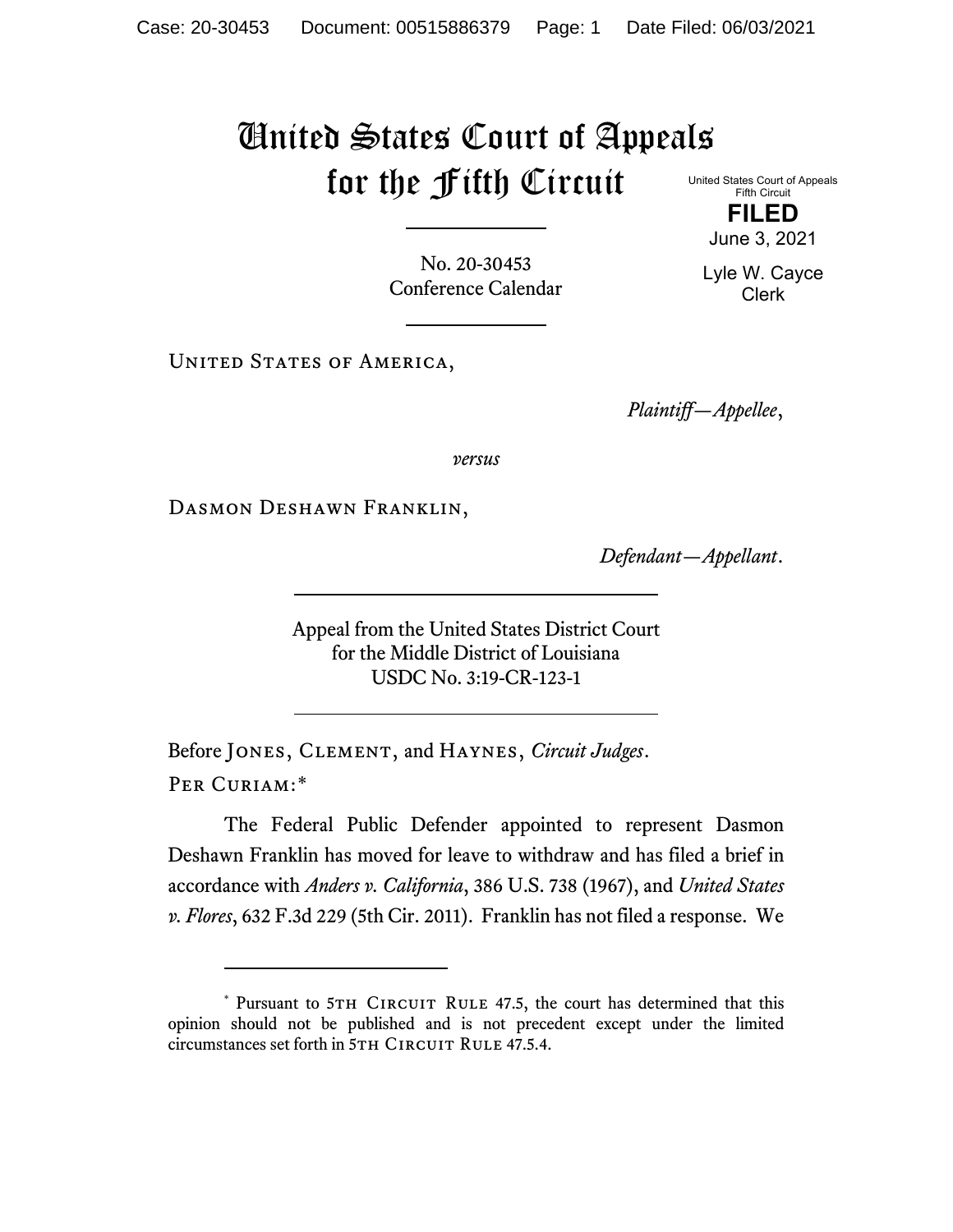# United States Court of Appeals for the Fifth Circuit

United States Court of Appeals
Fifth Circuit

**FILED**

June 3, 2021

Lyle W. Cayce
Clerk

No. 20-30453
Conference Calendar

United States of America,

*Plaintiff—Appellee*,

*versus*

Dasmon Deshawn Franklin,

*Defendant—Appellant*.

Appeal from the United States District Court
for the Middle District of Louisiana
USDC No. 3:19-CR-123-1

Before Jones, Clement, and Haynes, *Circuit Judges*.

Per Curiam:*

The Federal Public Defender appointed to represent Dasmon Deshawn Franklin has moved for leave to withdraw and has filed a brief in accordance with *Anders v. California*, 386 U.S. 738 (1967), and *United States v. Flores*, 632 F.3d 229 (5th Cir. 2011). Franklin has not filed a response. We

---

\* Pursuant to 5th Circuit Rule 47.5, the court has determined that this opinion should not be published and is not precedent except under the limited circumstances set forth in 5th Circuit Rule 47.5.4.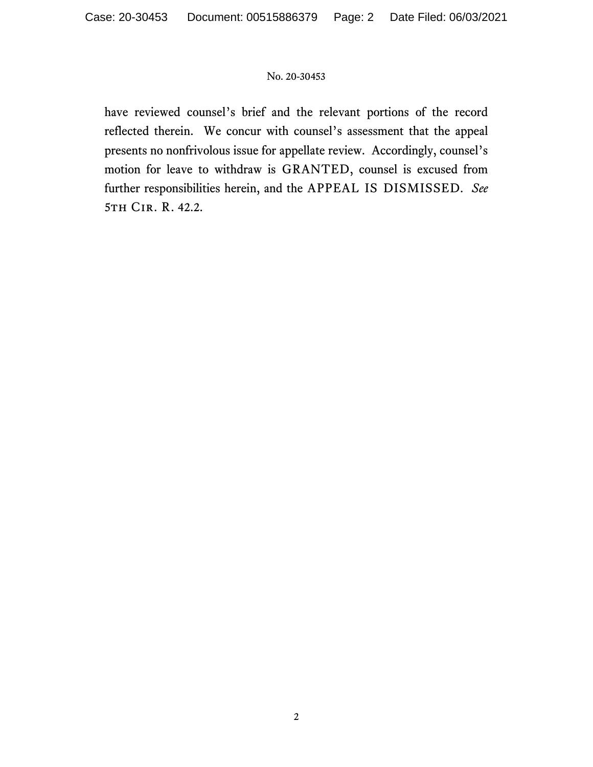have reviewed counsel's brief and the relevant portions of the record reflected therein. We concur with counsel's assessment that the appeal presents no nonfrivolous issue for appellate review. Accordingly, counsel's motion for leave to withdraw is GRANTED, counsel is excused from further responsibilities herein, and the APPEAL IS DISMISSED. *See* 5TH CIR. R. 42.2.